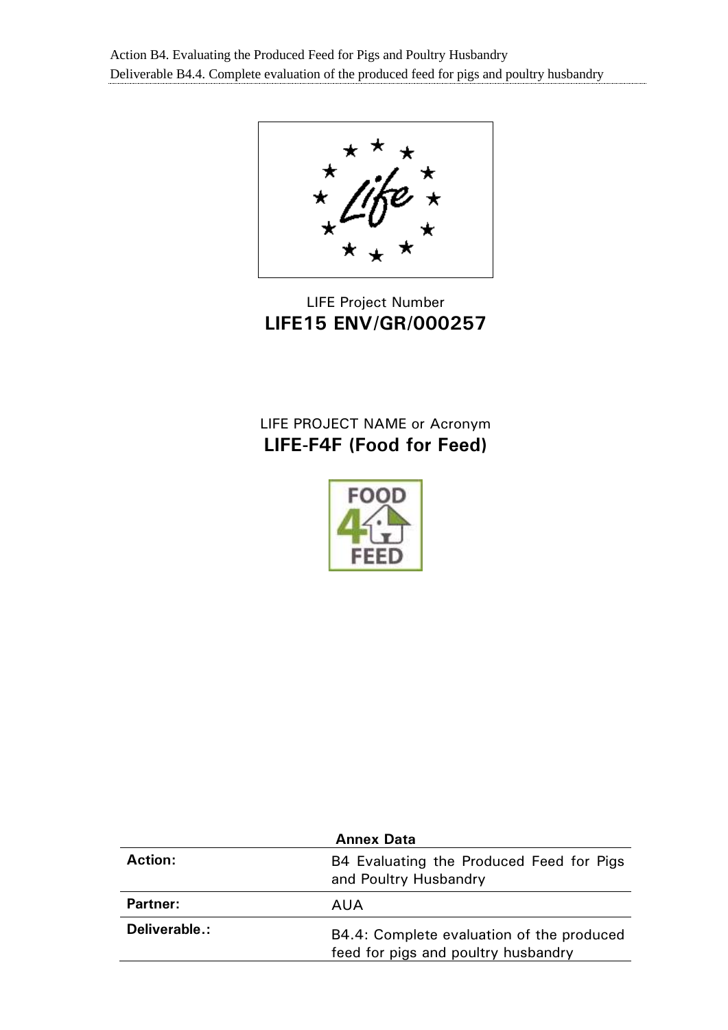LIFE Project Number

**LIFE15 ENV/GR/000257**

LIFE PROJECT NAME or Acronym

**LIFE-F4F (Food for Feed)**

| Annex Data | |
|---|---|
| **Action:** | B4 Evaluating the Produced Feed for Pigs and Poultry Husbandry |
| **Partner:** | AUA |
| **Deliverable.:** | B4.4: Complete evaluation of the produced feed for pigs and poultry husbandry |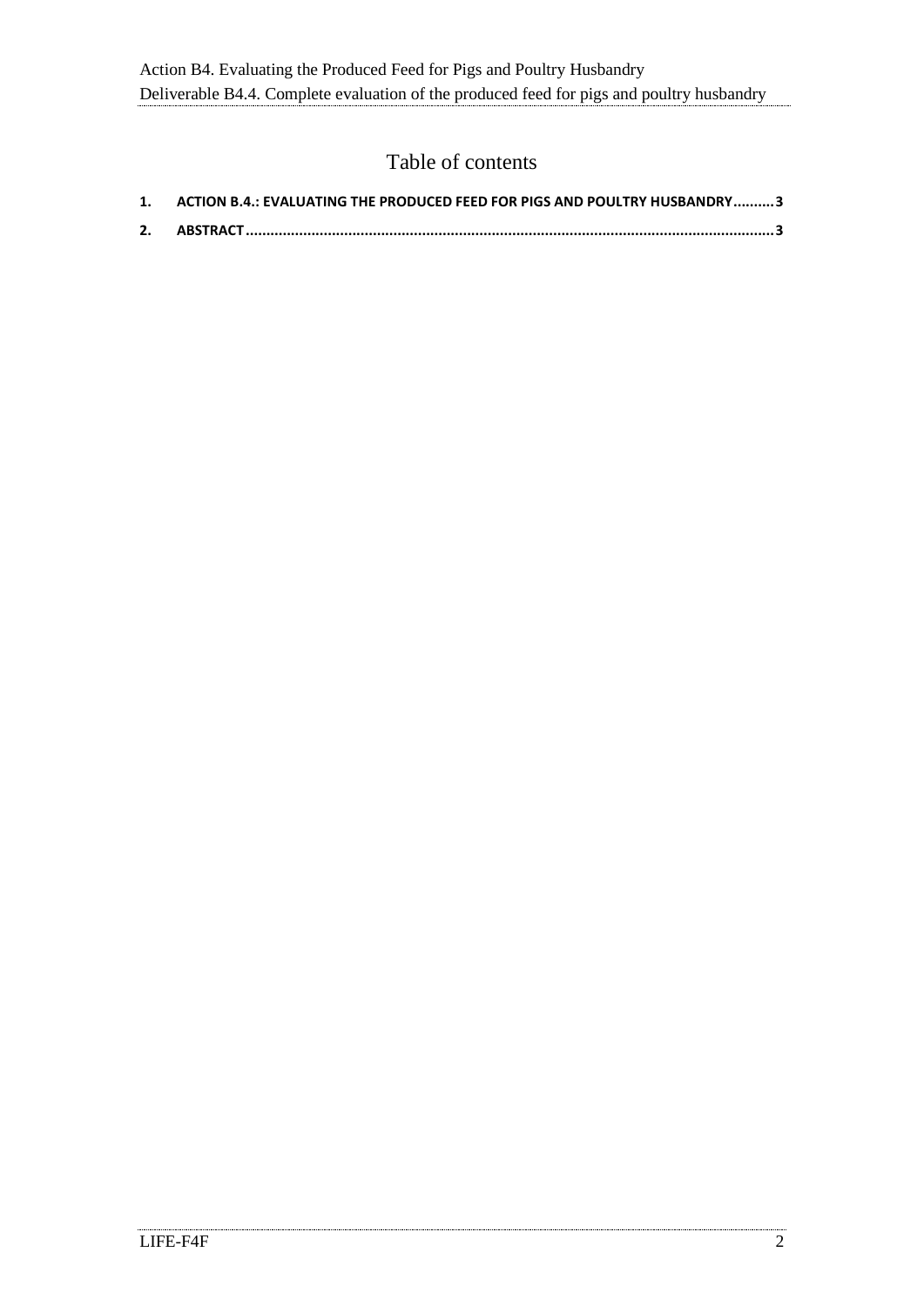# Table of contents

1. **ACTION B.4.: EVALUATING THE PRODUCED FEED FOR PIGS AND POULTRY HUSBANDRY..........3**
2. **ABSTRACT.....................................................................................................................................3**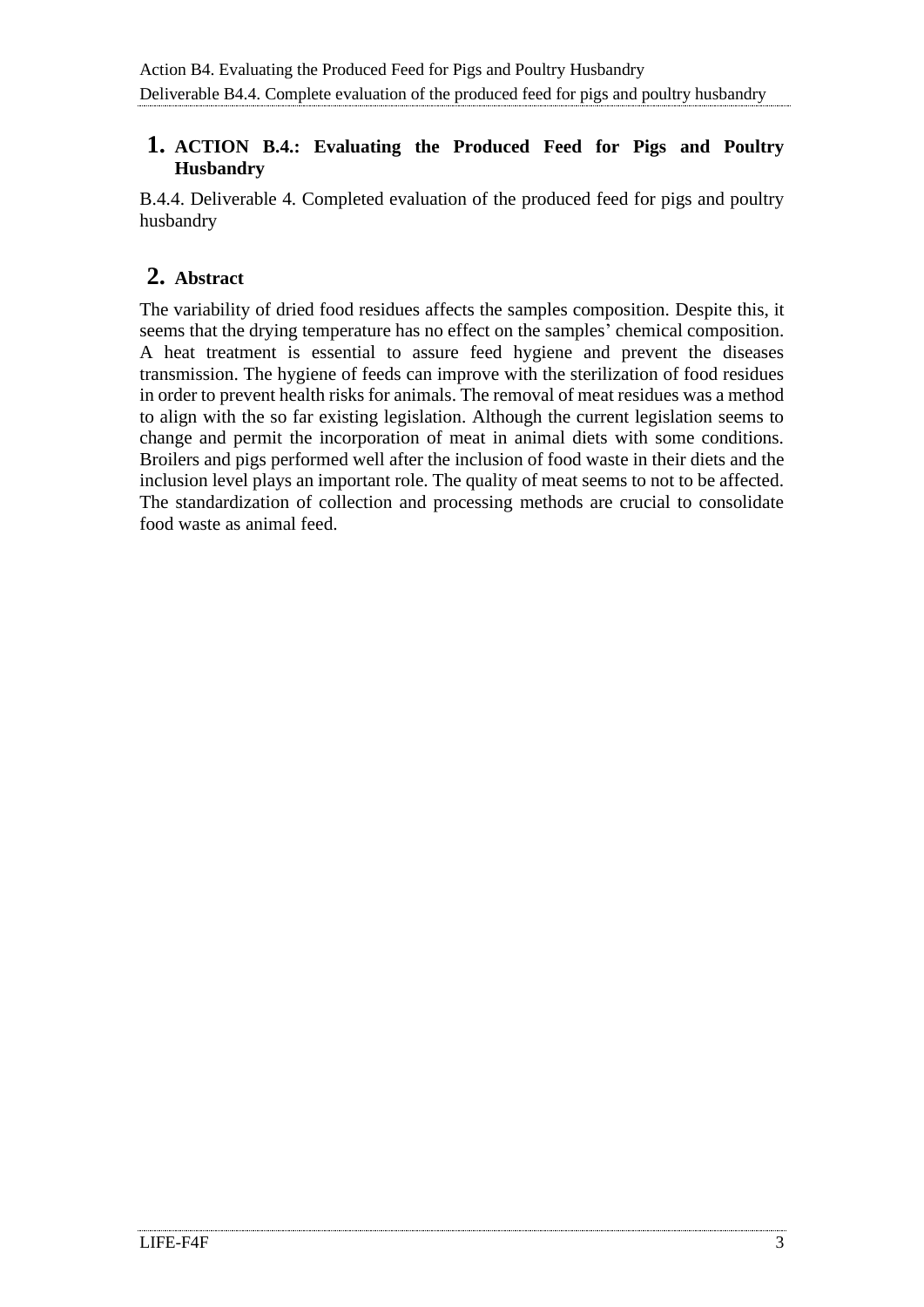# 1. ACTION B.4.: Evaluating the Produced Feed for Pigs and Poultry Husbandry

B.4.4. Deliverable 4. Completed evaluation of the produced feed for pigs and poultry husbandry

# 2. Abstract

The variability of dried food residues affects the samples composition. Despite this, it seems that the drying temperature has no effect on the samples' chemical composition. A heat treatment is essential to assure feed hygiene and prevent the diseases transmission. The hygiene of feeds can improve with the sterilization of food residues in order to prevent health risks for animals. The removal of meat residues was a method to align with the so far existing legislation. Although the current legislation seems to change and permit the incorporation of meat in animal diets with some conditions. Broilers and pigs performed well after the inclusion of food waste in their diets and the inclusion level plays an important role. The quality of meat seems to not to be affected. The standardization of collection and processing methods are crucial to consolidate food waste as animal feed.